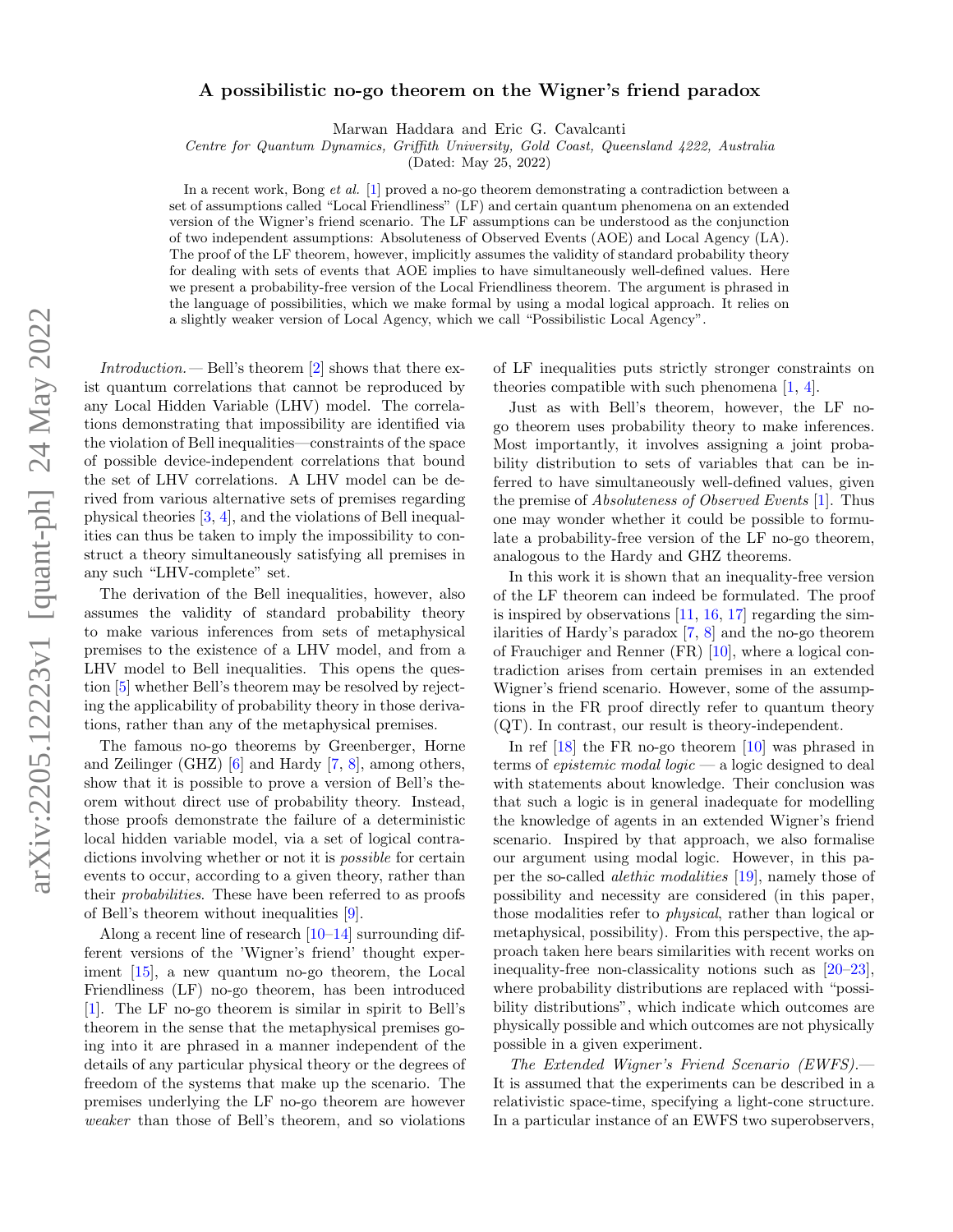# A possibilistic no-go theorem on the Wigner's friend paradox

Marwan Haddara and Eric G. Cavalcanti

*Centre for Quantum Dynamics, Griffith University, Gold Coast, Queensland 4222, Australia*

(Dated: May 25, 2022)

In a recent work, Bong *et al.* [1] proved a no-go theorem demonstrating a contradiction between a set of assumptions called "Local Friendliness" (LF) and certain quantum phenomena on an extended version of the Wigner's friend scenario. The LF assumptions can be understood as the conjunction of two independent assumptions: Absoluteness of Observed Events (AOE) and Local Agency (LA). The proof of the LF theorem, however, implicitly assumes the validity of standard probability theory for dealing with sets of events that AOE implies to have simultaneously well-defined values. Here we present a probability-free version of the Local Friendliness theorem. The argument is phrased in the language of possibilities, which we make formal by using a modal logical approach. It relies on a slightly weaker version of Local Agency, which we call "Possibilistic Local Agency".

*Introduction.*— Bell's theorem [2] shows that there exist quantum correlations that cannot be reproduced by any Local Hidden Variable (LHV) model. The correlations demonstrating that impossibility are identified via the violation of Bell inequalities—constraints of the space of possible device-independent correlations that bound the set of LHV correlations. A LHV model can be derived from various alternative sets of premises regarding physical theories [3, 4], and the violations of Bell inequalities can thus be taken to imply the impossibility to construct a theory simultaneously satisfying all premises in any such "LHV-complete" set.

The derivation of the Bell inequalities, however, also assumes the validity of standard probability theory to make various inferences from sets of metaphysical premises to the existence of a LHV model, and from a LHV model to Bell inequalities. This opens the question [5] whether Bell's theorem may be resolved by rejecting the applicability of probability theory in those derivations, rather than any of the metaphysical premises.

The famous no-go theorems by Greenberger, Horne and Zeilinger (GHZ) [6] and Hardy [7, 8], among others, show that it is possible to prove a version of Bell's theorem without direct use of probability theory. Instead, those proofs demonstrate the failure of a deterministic local hidden variable model, via a set of logical contradictions involving whether or not it is *possible* for certain events to occur, according to a given theory, rather than their *probabilities*. These have been referred to as proofs of Bell's theorem without inequalities [9].

Along a recent line of research [10–14] surrounding different versions of the 'Wigner's friend' thought experiment [15], a new quantum no-go theorem, the Local Friendliness (LF) no-go theorem, has been introduced [1]. The LF no-go theorem is similar in spirit to Bell's theorem in the sense that the metaphysical premises going into it are phrased in a manner independent of the details of any particular physical theory or the degrees of freedom of the systems that make up the scenario. The premises underlying the LF no-go theorem are however *weaker* than those of Bell's theorem, and so violations of LF inequalities puts strictly stronger constraints on theories compatible with such phenomena [1, 4].

Just as with Bell's theorem, however, the LF no-go theorem uses probability theory to make inferences. Most importantly, it involves assigning a joint probability distribution to sets of variables that can be inferred to have simultaneously well-defined values, given the premise of *Absoluteness of Observed Events* [1]. Thus one may wonder whether it could be possible to formulate a probability-free version of the LF no-go theorem, analogous to the Hardy and GHZ theorems.

In this work it is shown that an inequality-free version of the LF theorem can indeed be formulated. The proof is inspired by observations [11, 16, 17] regarding the similarities of Hardy's paradox [7, 8] and the no-go theorem of Frauchiger and Renner (FR) [10], where a logical contradiction arises from certain premises in an extended Wigner's friend scenario. However, some of the assumptions in the FR proof directly refer to quantum theory (QT). In contrast, our result is theory-independent.

In ref [18] the FR no-go theorem [10] was phrased in terms of *epistemic modal logic* — a logic designed to deal with statements about knowledge. Their conclusion was that such a logic is in general inadequate for modelling the knowledge of agents in an extended Wigner's friend scenario. Inspired by that approach, we also formalise our argument using modal logic. However, in this paper the so-called *alethic modalities* [19], namely those of possibility and necessity are considered (in this paper, those modalities refer to *physical*, rather than logical or metaphysical, possibility). From this perspective, the approach taken here bears similarities with recent works on inequality-free non-classicality notions such as [20–23], where probability distributions are replaced with "possibility distributions", which indicate which outcomes are physically possible and which outcomes are not physically possible in a given experiment.

*The Extended Wigner's Friend Scenario (EWFS).*— It is assumed that the experiments can be described in a relativistic space-time, specifying a light-cone structure. In a particular instance of an EWFS two superobservers,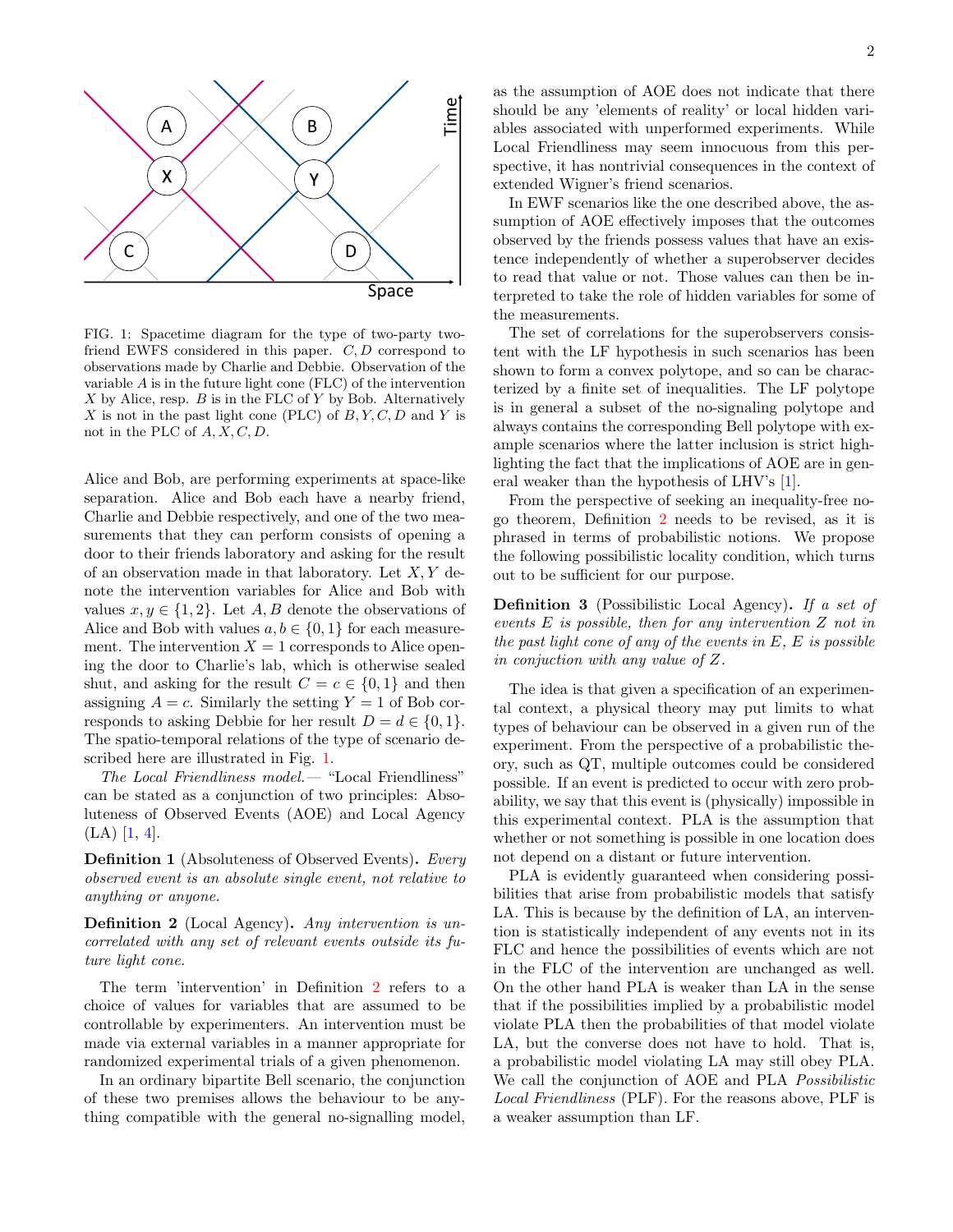FIG. 1: Spacetime diagram for the type of two-party two-friend EWFS considered in this paper. $C, D$ correspond to observations made by Charlie and Debbie. Observation of the variable $A$ is in the future light cone (FLC) of the intervention $X$ by Alice, resp. $B$ is in the FLC of $Y$ by Bob. Alternatively $X$ is not in the past light cone (PLC) of $B, Y, C, D$ and $Y$ is not in the PLC of $A, X, C, D$.

Alice and Bob, are performing experiments at space-like separation. Alice and Bob each have a nearby friend, Charlie and Debbie respectively, and one of the two measurements that they can perform consists of opening a door to their friends laboratory and asking for the result of an observation made in that laboratory. Let $X, Y$ denote the intervention variables for Alice and Bob with values $x, y \in \{1, 2\}$. Let $A, B$ denote the observations of Alice and Bob with values $a, b \in \{0, 1\}$ for each measurement. The intervention $X = 1$ corresponds to Alice opening the door to Charlie's lab, which is otherwise sealed shut, and asking for the result $C = c \in \{0, 1\}$ and then assigning $A = c$. Similarly the setting $Y = 1$ of Bob corresponds to asking Debbie for her result $D = d \in \{0, 1\}$. The spatio-temporal relations of the type of scenario described here are illustrated in Fig. 1.

*The Local Friendliness model.*— "Local Friendliness" can be stated as a conjunction of two principles: Absoluteness of Observed Events (AOE) and Local Agency (LA) [1, 4].

**Definition 1** (Absoluteness of Observed Events)**.** *Every observed event is an absolute single event, not relative to anything or anyone.*

**Definition 2** (Local Agency)**.** *Any intervention is uncorrelated with any set of relevant events outside its future light cone.*

The term 'intervention' in Definition 2 refers to a choice of values for variables that are assumed to be controllable by experimenters. An intervention must be made via external variables in a manner appropriate for randomized experimental trials of a given phenomenon.

In an ordinary bipartite Bell scenario, the conjunction of these two premises allows the behaviour to be anything compatible with the general no-signalling model, as the assumption of AOE does not indicate that there should be any 'elements of reality' or local hidden variables associated with unperformed experiments. While Local Friendliness may seem innocuous from this perspective, it has nontrivial consequences in the context of extended Wigner's friend scenarios.

In EWF scenarios like the one described above, the assumption of AOE effectively imposes that the outcomes observed by the friends possess values that have an existence independently of whether a superobserver decides to read that value or not. Those values can then be interpreted to take the role of hidden variables for some of the measurements.

The set of correlations for the superobservers consistent with the LF hypothesis in such scenarios has been shown to form a convex polytope, and so can be characterized by a finite set of inequalities. The LF polytope is in general a subset of the no-signaling polytope and always contains the corresponding Bell polytope with example scenarios where the latter inclusion is strict highlighting the fact that the implications of AOE are in general weaker than the hypothesis of LHV's [1].

From the perspective of seeking an inequality-free no-go theorem, Definition 2 needs to be revised, as it is phrased in terms of probabilistic notions. We propose the following possibilistic locality condition, which turns out to be sufficient for our purpose.

**Definition 3** (Possibilistic Local Agency)**.** *If a set of events $E$ is possible, then for any intervention $Z$ not in the past light cone of any of the events in $E$, $E$ is possible in conjuction with any value of $Z$.*

The idea is that given a specification of an experimental context, a physical theory may put limits to what types of behaviour can be observed in a given run of the experiment. From the perspective of a probabilistic theory, such as QT, multiple outcomes could be considered possible. If an event is predicted to occur with zero probability, we say that this event is (physically) impossible in this experimental context. PLA is the assumption that whether or not something is possible in one location does not depend on a distant or future intervention.

PLA is evidently guaranteed when considering possibilities that arise from probabilistic models that satisfy LA. This is because by the definition of LA, an intervention is statistically independent of any events not in its FLC and hence the possibilities of events which are not in the FLC of the intervention are unchanged as well. On the other hand PLA is weaker than LA in the sense that if the possibilities implied by a probabilistic model violate PLA then the probabilities of that model violate LA, but the converse does not have to hold. That is, a probabilistic model violating LA may still obey PLA. We call the conjunction of AOE and PLA *Possibilistic Local Friendliness* (PLF). For the reasons above, PLF is a weaker assumption than LF.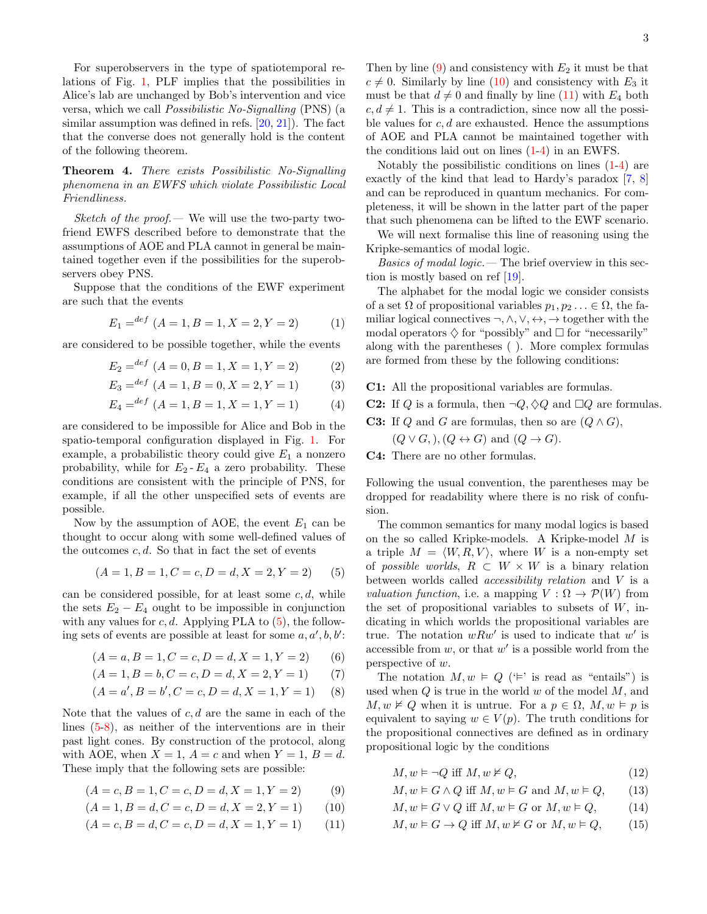For superobservers in the type of spatiotemporal relations of Fig. 1, PLF implies that the possibilities in Alice's lab are unchanged by Bob's intervention and vice versa, which we call *Possibilistic No-Signalling* (PNS) (a similar assumption was defined in refs. [20, 21]). The fact that the converse does not generally hold is the content of the following theorem.

**Theorem 4.** *There exists Possibilistic No-Signalling phenomena in an EWFS which violate Possibilistic Local Friendliness.*

*Sketch of the proof.—* We will use the two-party two-friend EWFS described before to demonstrate that the assumptions of AOE and PLA cannot in general be maintained together even if the possibilities for the superobservers obey PNS.

Suppose that the conditions of the EWF experiment are such that the events

$$E_1 =^{def} (A = 1, B = 1, X = 2, Y = 2) \tag{1}$$

are considered to be possible together, while the events

$$E_2 =^{def} (A = 0, B = 1, X = 1, Y = 2) \tag{2}$$

$$E_3 =^{def} (A = 1, B = 0, X = 2, Y = 1) \tag{3}$$

$$E_4 =^{def} (A = 1, B = 1, X = 1, Y = 1) \tag{4}$$

are considered to be impossible for Alice and Bob in the spatio-temporal configuration displayed in Fig. 1. For example, a probabilistic theory could give $E_1$ a nonzero probability, while for $E_2$ - $E_4$ a zero probability. These conditions are consistent with the principle of PNS, for example, if all the other unspecified sets of events are possible.

Now by the assumption of AOE, the event $E_1$ can be thought to occur along with some well-defined values of the outcomes $c, d$. So that in fact the set of events

$$(A = 1, B = 1, C = c, D = d, X = 2, Y = 2) \tag{5}$$

can be considered possible, for at least some $c, d$, while the sets $E_2 - E_4$ ought to be impossible in conjunction with any values for $c, d$. Applying PLA to (5), the following sets of events are possible at least for some $a, a', b, b'$:

$$(A = a, B = 1, C = c, D = d, X = 1, Y = 2) \tag{6}$$

$$(A = 1, B = b, C = c, D = d, X = 2, Y = 1) \tag{7}$$

$$(A = a', B = b', C = c, D = d, X = 1, Y = 1) \tag{8}$$

Note that the values of $c, d$ are the same in each of the lines (5-8), as neither of the interventions are in their past light cones. By construction of the protocol, along with AOE, when $X = 1$, $A = c$ and when $Y = 1$, $B = d$. These imply that the following sets are possible:

$$(A = c, B = 1, C = c, D = d, X = 1, Y = 2) \tag{9}$$

$$(A = 1, B = d, C = c, D = d, X = 2, Y = 1) \tag{10}$$

$$(A = c, B = d, C = c, D = d, X = 1, Y = 1) \tag{11}$$

Then by line (9) and consistency with $E_2$ it must be that $c \neq 0$. Similarly by line (10) and consistency with $E_3$ it must be that $d \neq 0$ and finally by line (11) with $E_4$ both $c, d \neq 1$. This is a contradiction, since now all the possible values for $c, d$ are exhausted. Hence the assumptions of AOE and PLA cannot be maintained together with the conditions laid out on lines (1-4) in an EWFS.

Notably the possibilistic conditions on lines (1-4) are exactly of the kind that lead to Hardy's paradox [7, 8] and can be reproduced in quantum mechanics. For completeness, it will be shown in the latter part of the paper that such phenomena can be lifted to the EWF scenario.

We will next formalise this line of reasoning using the Kripke-semantics of modal logic.

*Basics of modal logic.—* The brief overview in this section is mostly based on ref [19].

The alphabet for the modal logic we consider consists of a set $\Omega$ of propositional variables $p_1, p_2 \ldots \in \Omega$, the familiar logical connectives $\neg, \wedge, \vee, \leftrightarrow, \rightarrow$ together with the modal operators $\Diamond$ for "possibly" and $\Box$ for "necessarily" along with the parentheses ( ). More complex formulas are formed from these by the following conditions:

**C1:** All the propositional variables are formulas.

**C2:** If $Q$ is a formula, then $\neg Q$, $\Diamond Q$ and $\Box Q$ are formulas.

**C3:** If $Q$ and $G$ are formulas, then so are $(Q \wedge G)$, $(Q \vee G, ), (Q \leftrightarrow G)$ and $(Q \rightarrow G)$.

**C4:** There are no other formulas.

Following the usual convention, the parentheses may be dropped for readability where there is no risk of confusion.

The common semantics for many modal logics is based on the so called Kripke-models. A Kripke-model $M$ is a triple $M = \langle W, R, V \rangle$, where $W$ is a non-empty set of *possible worlds*, $R \subset W \times W$ is a binary relation between worlds called *accessibility relation* and $V$ is a *valuation function*, i.e. a mapping $V : \Omega \rightarrow \mathcal{P}(W)$ from the set of propositional variables to subsets of $W$, indicating in which worlds the propositional variables are true. The notation $wRw'$ is used to indicate that $w'$ is accessible from $w$, or that $w'$ is a possible world from the perspective of $w$.

The notation $M, w \vDash Q$ ('$\vDash$' is read as "entails") is used when $Q$ is true in the world $w$ of the model $M$, and $M, w \nvDash Q$ when it is untrue. For a $p \in \Omega$, $M, w \vDash p$ is equivalent to saying $w \in V(p)$. The truth conditions for the propositional connectives are defined as in ordinary propositional logic by the conditions

$$M, w \vDash \neg Q \text{ iff } M, w \nvDash Q, \tag{12}$$

$$M, w \vDash G \wedge Q \text{ iff } M, w \vDash G \text{ and } M, w \vDash Q, \tag{13}$$

$$M, w \vDash G \vee Q \text{ iff } M, w \vDash G \text{ or } M, w \vDash Q, \tag{14}$$

$$M, w \vDash G \rightarrow Q \text{ iff } M, w \nvDash G \text{ or } M, w \vDash Q, \tag{15}$$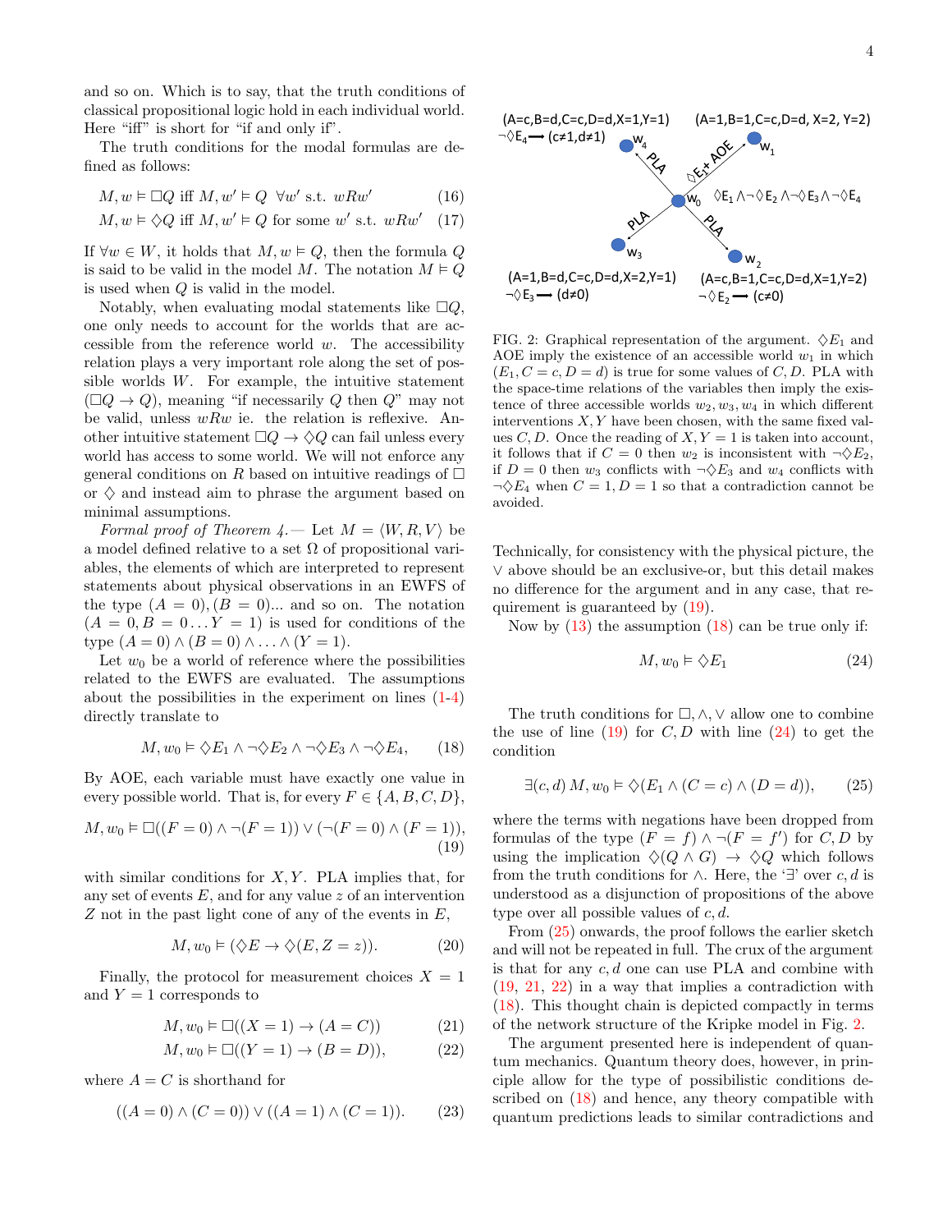and so on. Which is to say, that the truth conditions of classical propositional logic hold in each individual world. Here "iff" is short for "if and only if".

The truth conditions for the modal formulas are defined as follows:

$$M, w \vDash \Box Q \text{ iff } M, w' \vDash Q \ \ \forall w' \text{ s.t. } wRw' \tag{16}$$

$$M, w \vDash \Diamond Q \text{ iff } M, w' \vDash Q \text{ for some } w' \text{ s.t. } wRw' \tag{17}$$

If $\forall w \in W$, it holds that $M, w \vDash Q$, then the formula $Q$ is said to be valid in the model $M$. The notation $M \vDash Q$ is used when $Q$ is valid in the model.

Notably, when evaluating modal statements like $\Box Q$, one only needs to account for the worlds that are accessible from the reference world $w$. The accessibility relation plays a very important role along the set of possible worlds $W$. For example, the intuitive statement $(\Box Q \rightarrow Q)$, meaning "if necessarily $Q$ then $Q$" may not be valid, unless $wRw$ ie. the relation is reflexive. Another intuitive statement $\Box Q \rightarrow \Diamond Q$ can fail unless every world has access to some world. We will not enforce any general conditions on $R$ based on intuitive readings of $\Box$ or $\Diamond$ and instead aim to phrase the argument based on minimal assumptions.

*Formal proof of Theorem 4.*— Let $M = \langle W, R, V \rangle$ be a model defined relative to a set $\Omega$ of propositional variables, the elements of which are interpreted to represent statements about physical observations in an EWFS of the type $(A = 0), (B = 0)$... and so on. The notation $(A = 0, B = 0 \ldots Y = 1)$ is used for conditions of the type $(A = 0) \wedge (B = 0) \wedge \ldots \wedge (Y = 1)$.

Let $w_0$ be a world of reference where the possibilities related to the EWFS are evaluated. The assumptions about the possibilities in the experiment on lines (1-4) directly translate to

$$M, w_0 \vDash \Diamond E_1 \wedge \neg\Diamond E_2 \wedge \neg\Diamond E_3 \wedge \neg\Diamond E_4, \tag{18}$$

By AOE, each variable must have exactly one value in every possible world. That is, for every $F \in \{A, B, C, D\}$,

$$M, w_0 \vDash \Box((F = 0) \wedge \neg(F = 1)) \vee (\neg(F = 0) \wedge (F = 1)), \tag{19}$$

with similar conditions for $X, Y$. PLA implies that, for any set of events $E$, and for any value $z$ of an intervention $Z$ not in the past light cone of any of the events in $E$,

$$M, w_0 \vDash (\Diamond E \rightarrow \Diamond(E, Z = z)). \tag{20}$$

Finally, the protocol for measurement choices $X = 1$ and $Y = 1$ corresponds to

$$M, w_0 \vDash \Box((X = 1) \rightarrow (A = C)) \tag{21}$$

$$M, w_0 \vDash \Box((Y = 1) \rightarrow (B = D)), \tag{22}$$

where $A = C$ is shorthand for

$$((A = 0) \wedge (C = 0)) \vee ((A = 1) \wedge (C = 1)). \tag{23}$$

FIG. 2: Graphical representation of the argument. $\Diamond E_1$ and AOE imply the existence of an accessible world $w_1$ in which $(E_1, C = c, D = d)$ is true for some values of $C, D$. PLA with the space-time relations of the variables then imply the existence of three accessible worlds $w_2, w_3, w_4$ in which different interventions $X, Y$ have been chosen, with the same fixed values $C, D$. Once the reading of $X, Y = 1$ is taken into account, it follows that if $C = 0$ then $w_2$ is inconsistent with $\neg\Diamond E_2$, if $D = 0$ then $w_3$ conflicts with $\neg\Diamond E_3$ and $w_4$ conflicts with $\neg\Diamond E_4$ when $C = 1, D = 1$ so that a contradiction cannot be avoided.

Technically, for consistency with the physical picture, the $\vee$ above should be an exclusive-or, but this detail makes no difference for the argument and in any case, that requirement is guaranteed by (19).

Now by (13) the assumption (18) can be true only if:

$$M, w_0 \vDash \Diamond E_1 \tag{24}$$

The truth conditions for $\Box, \wedge, \vee$ allow one to combine the use of line (19) for $C, D$ with line (24) to get the condition

$$\exists(c, d)\, M, w_0 \vDash \Diamond(E_1 \wedge (C = c) \wedge (D = d)), \tag{25}$$

where the terms with negations have been dropped from formulas of the type $(F = f) \wedge \neg(F = f')$ for $C, D$ by using the implication $\Diamond(Q \wedge G) \rightarrow \Diamond Q$ which follows from the truth conditions for $\wedge$. Here, the '$\exists$' over $c, d$ is understood as a disjunction of propositions of the above type over all possible values of $c, d$.

From (25) onwards, the proof follows the earlier sketch and will not be repeated in full. The crux of the argument is that for any $c, d$ one can use PLA and combine with (19, 21, 22) in a way that implies a contradiction with (18). This thought chain is depicted compactly in terms of the network structure of the Kripke model in Fig. 2.

The argument presented here is independent of quantum mechanics. Quantum theory does, however, in principle allow for the type of possibilistic conditions described on (18) and hence, any theory compatible with quantum predictions leads to similar contradictions and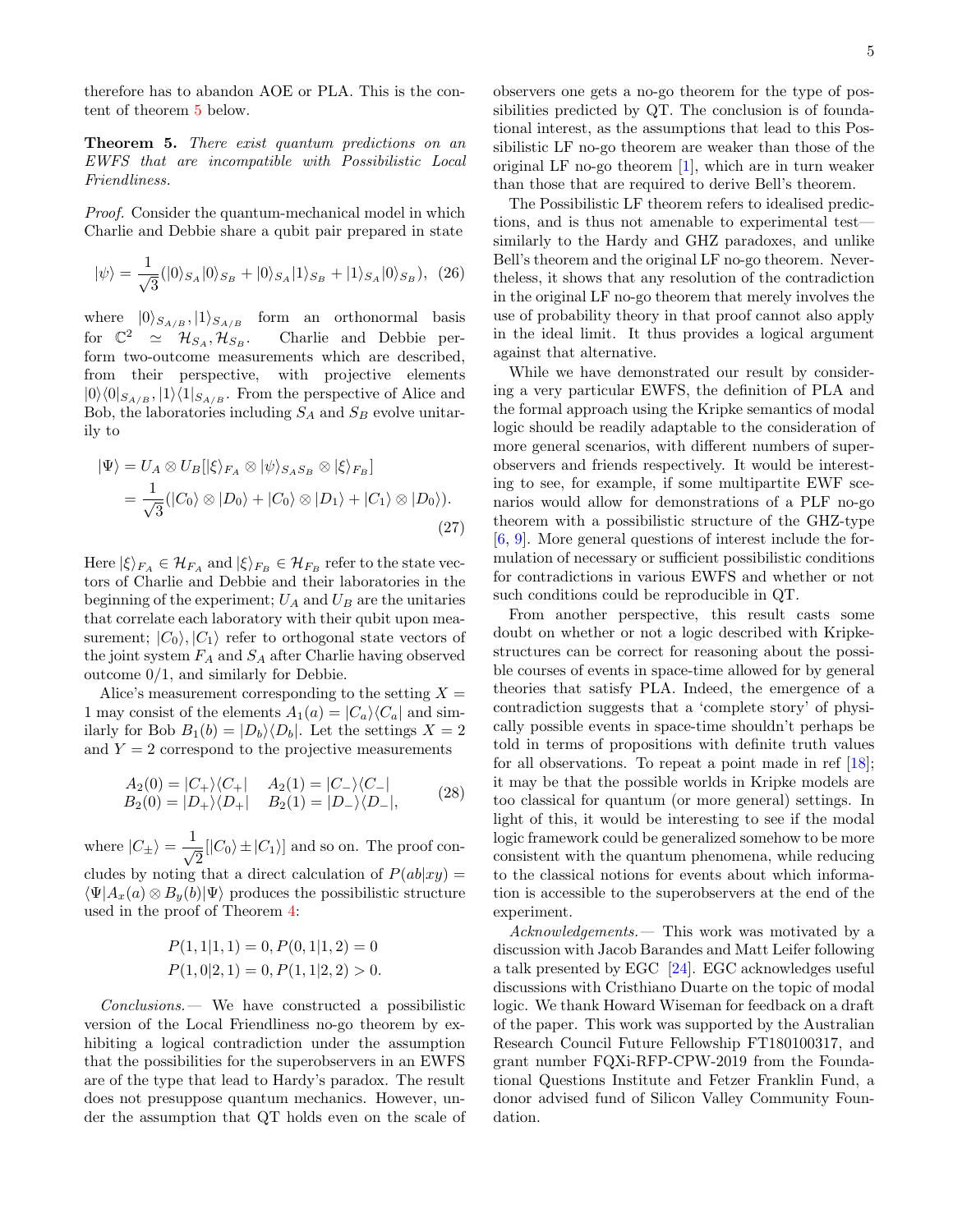therefore has to abandon AOE or PLA. This is the content of theorem 5 below.

**Theorem 5.** *There exist quantum predictions on an EWFS that are incompatible with Possibilistic Local Friendliness.*

*Proof.* Consider the quantum-mechanical model in which Charlie and Debbie share a qubit pair prepared in state

$$|\psi\rangle = \frac{1}{\sqrt{3}}(|0\rangle_{S_A}|0\rangle_{S_B} + |0\rangle_{S_A}|1\rangle_{S_B} + |1\rangle_{S_A}|0\rangle_{S_B}), \quad (26)$$

where $|0\rangle_{S_{A/B}}, |1\rangle_{S_{A/B}}$ form an orthonormal basis for $\mathbb{C}^2 \simeq \mathcal{H}_{S_A}, \mathcal{H}_{S_B}$. Charlie and Debbie perform two-outcome measurements which are described, from their perspective, with projective elements $|0\rangle\langle 0|_{S_{A/B}}, |1\rangle\langle 1|_{S_{A/B}}$. From the perspective of Alice and Bob, the laboratories including $S_A$ and $S_B$ evolve unitarily to

$$\begin{aligned}|\Psi\rangle &= U_A \otimes U_B[|\xi\rangle_{F_A} \otimes |\psi\rangle_{S_A S_B} \otimes |\xi\rangle_{F_B}] \\ &= \frac{1}{\sqrt{3}}(|C_0\rangle \otimes |D_0\rangle + |C_0\rangle \otimes |D_1\rangle + |C_1\rangle \otimes |D_0\rangle).\end{aligned} \quad (27)$$

Here $|\xi\rangle_{F_A} \in \mathcal{H}_{F_A}$ and $|\xi\rangle_{F_B} \in \mathcal{H}_{F_B}$ refer to the state vectors of Charlie and Debbie and their laboratories in the beginning of the experiment; $U_A$ and $U_B$ are the unitaries that correlate each laboratory with their qubit upon measurement; $|C_0\rangle, |C_1\rangle$ refer to orthogonal state vectors of the joint system $F_A$ and $S_A$ after Charlie having observed outcome 0/1, and similarly for Debbie.

Alice's measurement corresponding to the setting $X = 1$ may consist of the elements $A_1(a) = |C_a\rangle\langle C_a|$ and similarly for Bob $B_1(b) = |D_b\rangle\langle D_b|$. Let the settings $X = 2$ and $Y = 2$ correspond to the projective measurements

$$\begin{aligned} A_2(0) &= |C_+\rangle\langle C_+| \quad A_2(1) = |C_-\rangle\langle C_-| \\ B_2(0) &= |D_+\rangle\langle D_+| \quad B_2(1) = |D_-\rangle\langle D_-|, \end{aligned} \quad (28)$$

where $|C_\pm\rangle = \frac{1}{\sqrt{2}}[|C_0\rangle \pm |C_1\rangle]$ and so on. The proof concludes by noting that a direct calculation of $P(ab|xy) = \langle\Psi|A_x(a) \otimes B_y(b)|\Psi\rangle$ produces the possibilistic structure used in the proof of Theorem 4:

$$\begin{aligned} P(1,1|1,1) &= 0, P(0,1|1,2) = 0 \\ P(1,0|2,1) &= 0, P(1,1|2,2) > 0. \end{aligned}$$

*Conclusions.*— We have constructed a possibilistic version of the Local Friendliness no-go theorem by exhibiting a logical contradiction under the assumption that the possibilities for the superobservers in an EWFS are of the type that lead to Hardy's paradox. The result does not presuppose quantum mechanics. However, under the assumption that QT holds even on the scale of observers one gets a no-go theorem for the type of possibilities predicted by QT. The conclusion is of foundational interest, as the assumptions that lead to this Possibilistic LF no-go theorem are weaker than those of the original LF no-go theorem [1], which are in turn weaker than those that are required to derive Bell's theorem.

The Possibilistic LF theorem refers to idealised predictions, and is thus not amenable to experimental test—similarly to the Hardy and GHZ paradoxes, and unlike Bell's theorem and the original LF no-go theorem. Nevertheless, it shows that any resolution of the contradiction in the original LF no-go theorem that merely involves the use of probability theory in that proof cannot also apply in the ideal limit. It thus provides a logical argument against that alternative.

While we have demonstrated our result by considering a very particular EWFS, the definition of PLA and the formal approach using the Kripke semantics of modal logic should be readily adaptable to the consideration of more general scenarios, with different numbers of superobservers and friends respectively. It would be interesting to see, for example, if some multipartite EWF scenarios would allow for demonstrations of a PLF no-go theorem with a possibilistic structure of the GHZ-type [6, 9]. More general questions of interest include the formulation of necessary or sufficient possibilistic conditions for contradictions in various EWFS and whether or not such conditions could be reproducible in QT.

From another perspective, this result casts some doubt on whether or not a logic described with Kripke-structures can be correct for reasoning about the possible courses of events in space-time allowed for by general theories that satisfy PLA. Indeed, the emergence of a contradiction suggests that a 'complete story' of physically possible events in space-time shouldn't perhaps be told in terms of propositions with definite truth values for all observations. To repeat a point made in ref [18]; it may be that the possible worlds in Kripke models are too classical for quantum (or more general) settings. In light of this, it would be interesting to see if the modal logic framework could be generalized somehow to be more consistent with the quantum phenomena, while reducing to the classical notions for events about which information is accessible to the superobservers at the end of the experiment.

*Acknowledgements.*— This work was motivated by a discussion with Jacob Barandes and Matt Leifer following a talk presented by EGC [24]. EGC acknowledges useful discussions with Cristhiano Duarte on the topic of modal logic. We thank Howard Wiseman for feedback on a draft of the paper. This work was supported by the Australian Research Council Future Fellowship FT180100317, and grant number FQXi-RFP-CPW-2019 from the Foundational Questions Institute and Fetzer Franklin Fund, a donor advised fund of Silicon Valley Community Foundation.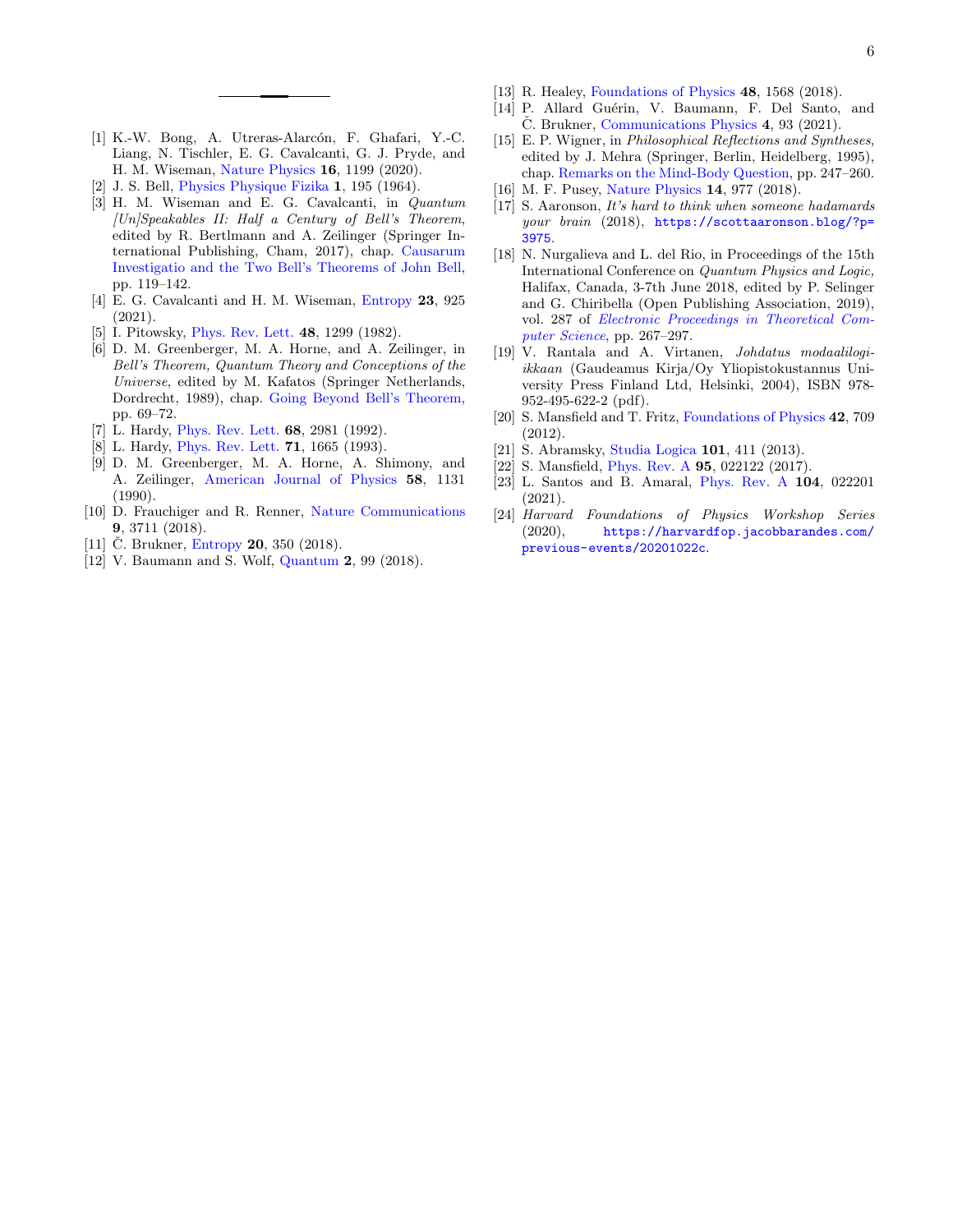[1] K.-W. Bong, A. Utreras-Alarcón, F. Ghafari, Y.-C. Liang, N. Tischler, E. G. Cavalcanti, G. J. Pryde, and H. M. Wiseman, Nature Physics **16**, 1199 (2020).

[2] J. S. Bell, Physics Physique Fizika **1**, 195 (1964).

[3] H. M. Wiseman and E. G. Cavalcanti, in *Quantum [Un]Speakables II: Half a Century of Bell's Theorem*, edited by R. Bertlmann and A. Zeilinger (Springer International Publishing, Cham, 2017), chap. Causarum Investigatio and the Two Bell's Theorems of John Bell, pp. 119–142.

[4] E. G. Cavalcanti and H. M. Wiseman, Entropy **23**, 925 (2021).

[5] I. Pitowsky, Phys. Rev. Lett. **48**, 1299 (1982).

[6] D. M. Greenberger, M. A. Horne, and A. Zeilinger, in *Bell's Theorem, Quantum Theory and Conceptions of the Universe*, edited by M. Kafatos (Springer Netherlands, Dordrecht, 1989), chap. Going Beyond Bell's Theorem, pp. 69–72.

[7] L. Hardy, Phys. Rev. Lett. **68**, 2981 (1992).

[8] L. Hardy, Phys. Rev. Lett. **71**, 1665 (1993).

[9] D. M. Greenberger, M. A. Horne, A. Shimony, and A. Zeilinger, American Journal of Physics **58**, 1131 (1990).

[10] D. Frauchiger and R. Renner, Nature Communications **9**, 3711 (2018).

[11] Č. Brukner, Entropy **20**, 350 (2018).

[12] V. Baumann and S. Wolf, Quantum **2**, 99 (2018).

[13] R. Healey, Foundations of Physics **48**, 1568 (2018).

[14] P. Allard Guérin, V. Baumann, F. Del Santo, and Č. Brukner, Communications Physics **4**, 93 (2021).

[15] E. P. Wigner, in *Philosophical Reflections and Syntheses*, edited by J. Mehra (Springer, Berlin, Heidelberg, 1995), chap. Remarks on the Mind-Body Question, pp. 247–260.

[16] M. F. Pusey, Nature Physics **14**, 977 (2018).

[17] S. Aaronson, *It's hard to think when someone hadamards your brain* (2018), https://scottaaronson.blog/?p=3975.

[18] N. Nurgalieva and L. del Rio, in Proceedings of the 15th International Conference on *Quantum Physics and Logic,* Halifax, Canada, 3-7th June 2018, edited by P. Selinger and G. Chiribella (Open Publishing Association, 2019), vol. 287 of *Electronic Proceedings in Theoretical Computer Science*, pp. 267–297.

[19] V. Rantala and A. Virtanen, *Johdatus modaalilogiikkaan* (Gaudeamus Kirja/Oy Yliopistokustannus University Press Finland Ltd, Helsinki, 2004), ISBN 978-952-495-622-2 (pdf).

[20] S. Mansfield and T. Fritz, Foundations of Physics **42**, 709 (2012).

[21] S. Abramsky, Studia Logica **101**, 411 (2013).

[22] S. Mansfield, Phys. Rev. A **95**, 022122 (2017).

[23] L. Santos and B. Amaral, Phys. Rev. A **104**, 022201 (2021).

[24] *Harvard Foundations of Physics Workshop Series* (2020), https://harvardfop.jacobbarandes.com/previous-events/20201022c.